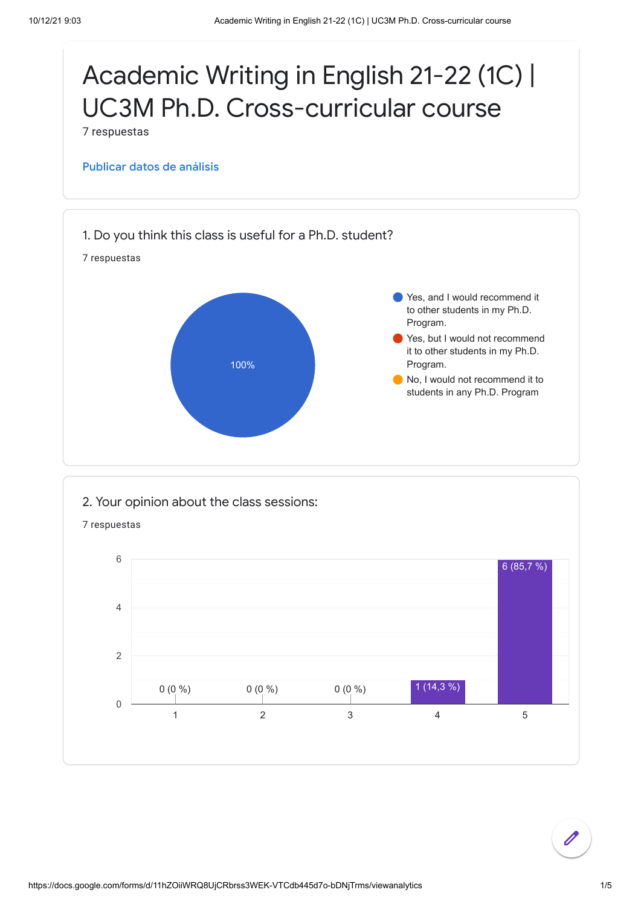# Academic Writing in English 21-22 (1C) | UC3M Ph.D. Cross-curricular course

7 respuestas

Publicar datos de análisis

## 1. Do you think this class is useful for a Ph.D. student?

7 respuestas

100%

- Yes, and I would recommend it to other students in my Ph.D. Program.
- Yes, but I would not recommend it to other students in my Ph.D. Program.
- No, I would not recommend it to students in any Ph.D. Program

## 2. Your opinion about the class sessions:

7 respuestas

| Rating | Responses |
| --- | --- |
| 1 | 0 (0 %) |
| 2 | 0 (0 %) |
| 3 | 0 (0 %) |
| 4 | 1 (14,3 %) |
| 5 | 6 (85,7 %) |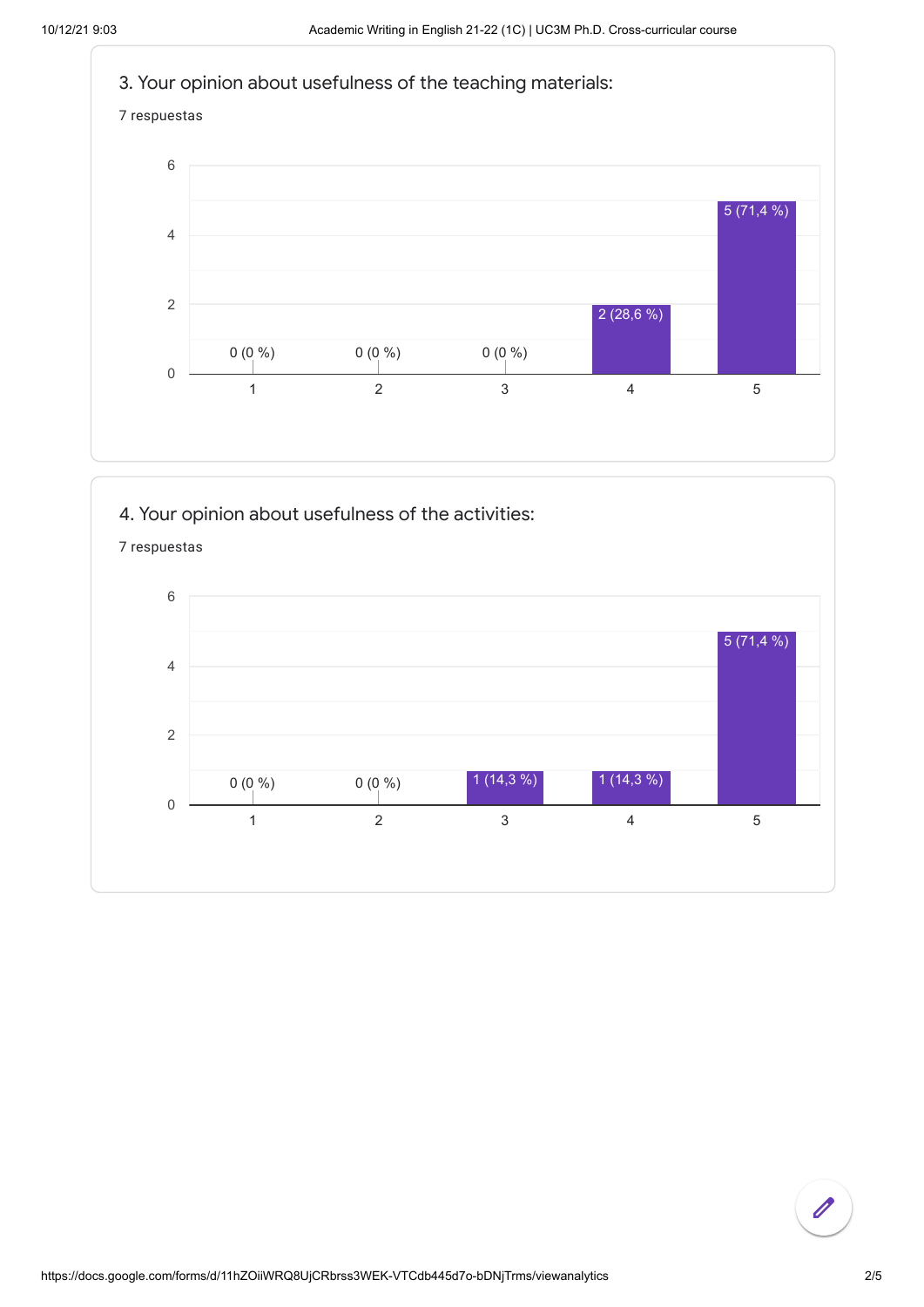## 3. Your opinion about usefulness of the teaching materials:

7 respuestas

| Rating | Responses |
| --- | --- |
| 1 | 0 (0 %) |
| 2 | 0 (0 %) |
| 3 | 0 (0 %) |
| 4 | 2 (28,6 %) |
| 5 | 5 (71,4 %) |

## 4. Your opinion about usefulness of the activities:

7 respuestas

| Rating | Responses |
| --- | --- |
| 1 | 0 (0 %) |
| 2 | 0 (0 %) |
| 3 | 1 (14,3 %) |
| 4 | 1 (14,3 %) |
| 5 | 5 (71,4 %) |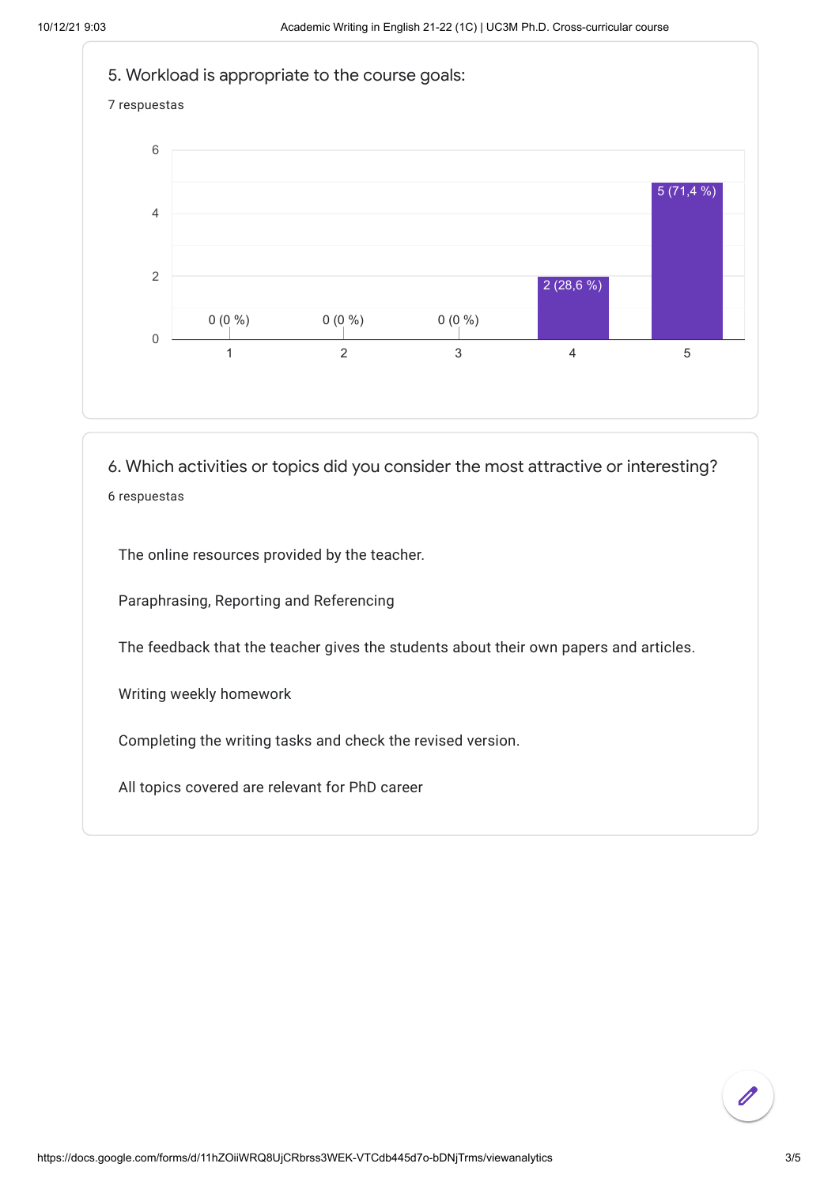## 5. Workload is appropriate to the course goals:

7 respuestas

| Rating | Responses |
|---|---|
| 1 | 0 (0 %) |
| 2 | 0 (0 %) |
| 3 | 0 (0 %) |
| 4 | 2 (28,6 %) |
| 5 | 5 (71,4 %) |

## 6. Which activities or topics did you consider the most attractive or interesting?

6 respuestas

The online resources provided by the teacher.

Paraphrasing, Reporting and Referencing

The feedback that the teacher gives the students about their own papers and articles.

Writing weekly homework

Completing the writing tasks and check the revised version.

All topics covered are relevant for PhD career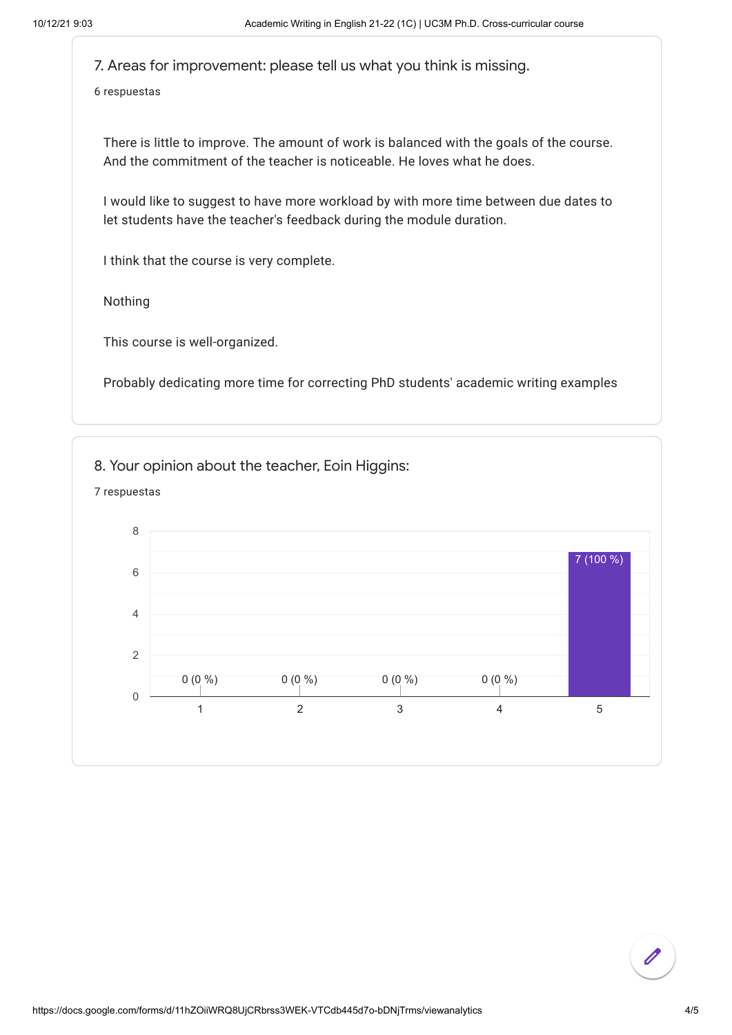## 7. Areas for improvement: please tell us what you think is missing.

6 respuestas

There is little to improve. The amount of work is balanced with the goals of the course. And the commitment of the teacher is noticeable. He loves what he does.

I would like to suggest to have more workload by with more time between due dates to let students have the teacher's feedback during the module duration.

I think that the course is very complete.

Nothing

This course is well-organized.

Probably dedicating more time for correcting PhD students' academic writing examples

## 8. Your opinion about the teacher, Eoin Higgins:

7 respuestas

| Rating | Responses |
|---|---|
| 1 | 0 (0 %) |
| 2 | 0 (0 %) |
| 3 | 0 (0 %) |
| 4 | 0 (0 %) |
| 5 | 7 (100 %) |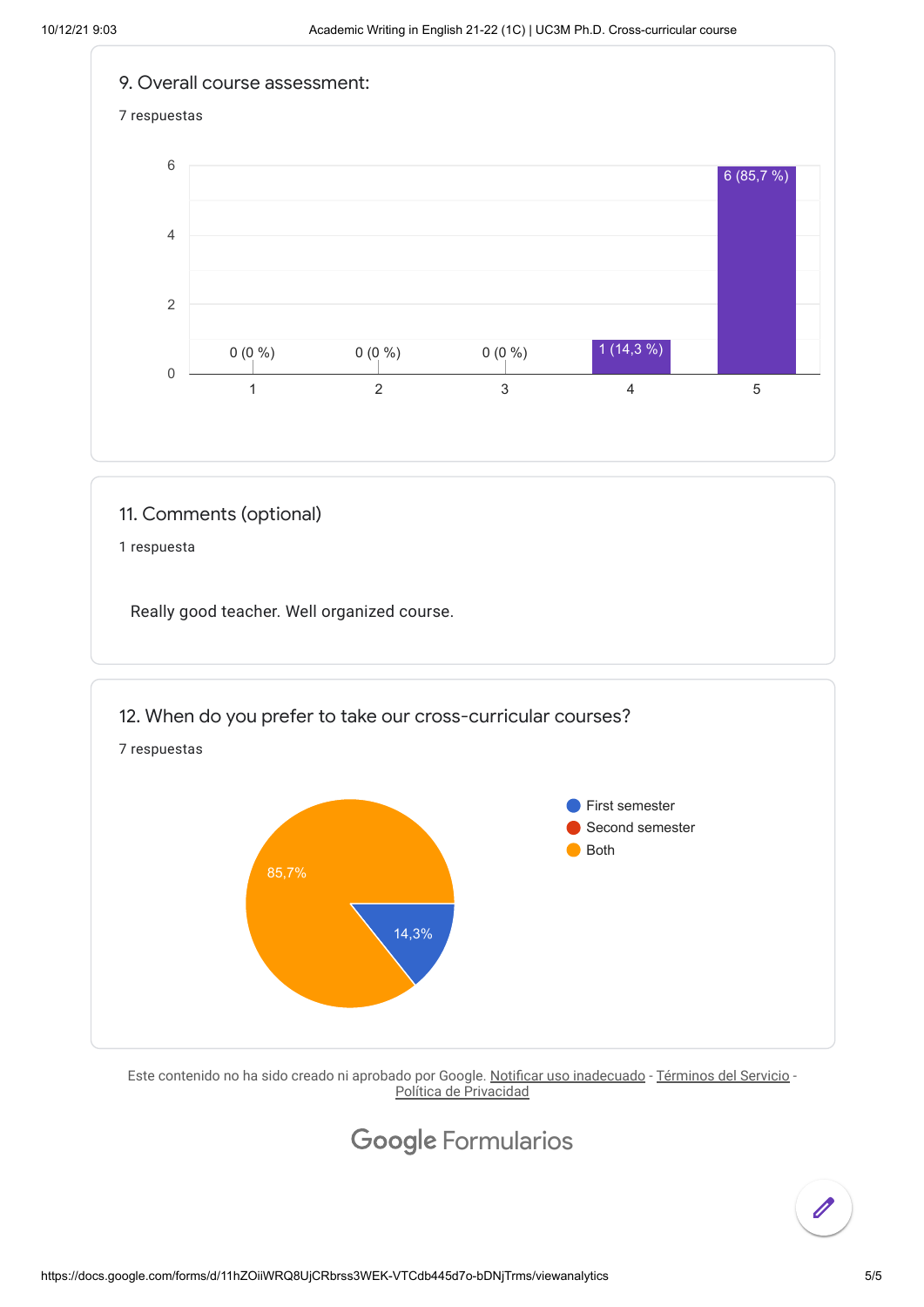### 9. Overall course assessment:

7 respuestas

6
4
2
0

0 (0 %)
0 (0 %)
0 (0 %)
1 (14,3 %)
6 (85,7 %)

1
2
3
4
5

### 11. Comments (optional)

1 respuesta

Really good teacher. Well organized course.

### 12. When do you prefer to take our cross-curricular courses?

7 respuestas

85,7%
14,3%

First semester
Second semester
Both

Este contenido no ha sido creado ni aprobado por Google. Notificar uso inadecuado - Términos del Servicio - Política de Privacidad

Google Formularios